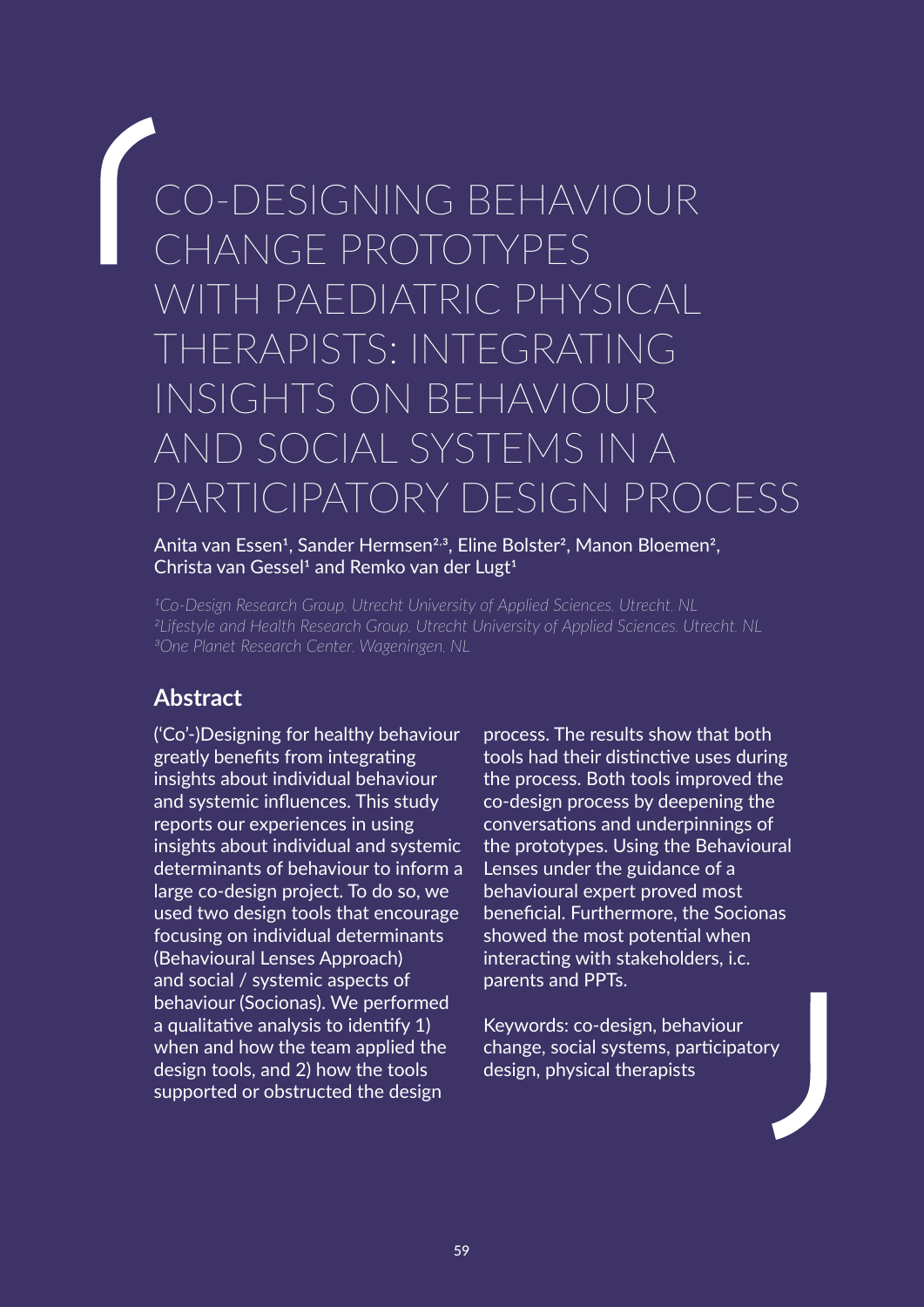# CO-DESIGNING BEHAVIOUR CHANGE PROTOTYPES WITH PAEDIATRIC PHYSICAL THERAPISTS: INTEGRATING INSIGHTS ON BEHAVIOUR AND SOCIAL SYSTEMS IN A PARTICIPATORY DESIGN PROCESS

Anita van Essen[1], Sander Hermsen[2,3], Eline Bolster[2], Manon Bloemen[2], Christa van Gessel[1] and Remko van der Lugt[1]

*[1]Co-Design Research Group, Utrecht University of Applied Sciences, Utrecht, NL*
*[2]Lifestyle and Health Research Group, Utrecht University of Applied Sciences, Utrecht, NL*
*[3]One Planet Research Center, Wageningen, NL*

## Abstract

('Co'-)Designing for healthy behaviour greatly benefits from integrating insights about individual behaviour and systemic influences. This study reports our experiences in using insights about individual and systemic determinants of behaviour to inform a large co-design project. To do so, we used two design tools that encourage focusing on individual determinants (Behavioural Lenses Approach) and social / systemic aspects of behaviour (Socionas). We performed a qualitative analysis to identify 1) when and how the team applied the design tools, and 2) how the tools supported or obstructed the design process. The results show that both tools had their distinctive uses during the process. Both tools improved the co-design process by deepening the conversations and underpinnings of the prototypes. Using the Behavioural Lenses under the guidance of a behavioural expert proved most beneficial. Furthermore, the Socionas showed the most potential when interacting with stakeholders, i.c. parents and PPTs.

Keywords: co-design, behaviour change, social systems, participatory design, physical therapists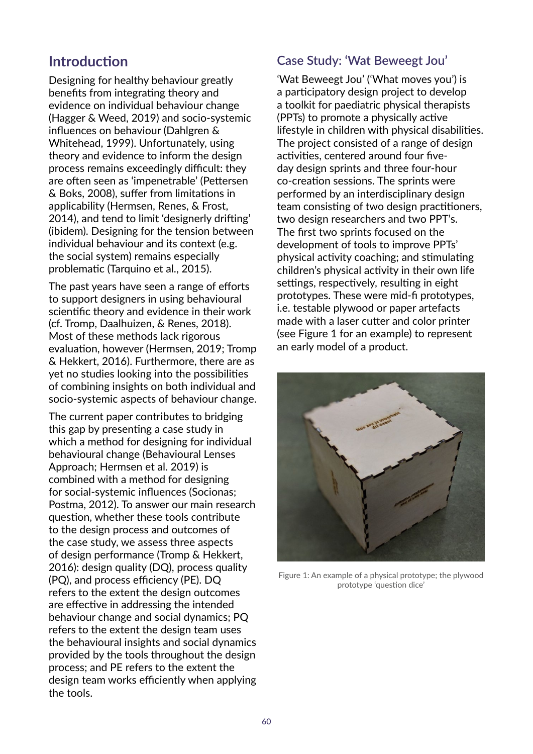## Introduction

Designing for healthy behaviour greatly benefits from integrating theory and evidence on individual behaviour change (Hagger & Weed, 2019) and socio-systemic influences on behaviour (Dahlgren & Whitehead, 1999). Unfortunately, using theory and evidence to inform the design process remains exceedingly difficult: they are often seen as 'impenetrable' (Pettersen & Boks, 2008), suffer from limitations in applicability (Hermsen, Renes, & Frost, 2014), and tend to limit 'designerly drifting' (ibidem). Designing for the tension between individual behaviour and its context (e.g. the social system) remains especially problematic (Tarquino et al., 2015).

The past years have seen a range of efforts to support designers in using behavioural scientific theory and evidence in their work (cf. Tromp, Daalhuizen, & Renes, 2018). Most of these methods lack rigorous evaluation, however (Hermsen, 2019; Tromp & Hekkert, 2016). Furthermore, there are as yet no studies looking into the possibilities of combining insights on both individual and socio-systemic aspects of behaviour change.

The current paper contributes to bridging this gap by presenting a case study in which a method for designing for individual behavioural change (Behavioural Lenses Approach; Hermsen et al. 2019) is combined with a method for designing for social-systemic influences (Socionas; Postma, 2012). To answer our main research question, whether these tools contribute to the design process and outcomes of the case study, we assess three aspects of design performance (Tromp & Hekkert, 2016): design quality (DQ), process quality (PQ), and process efficiency (PE). DQ refers to the extent the design outcomes are effective in addressing the intended behaviour change and social dynamics; PQ refers to the extent the design team uses the behavioural insights and social dynamics provided by the tools throughout the design process; and PE refers to the extent the design team works efficiently when applying the tools.

### Case Study: 'Wat Beweegt Jou'

'Wat Beweegt Jou' ('What moves you') is a participatory design project to develop a toolkit for paediatric physical therapists (PPTs) to promote a physically active lifestyle in children with physical disabilities. The project consisted of a range of design activities, centered around four five-day design sprints and three four-hour co-creation sessions. The sprints were performed by an interdisciplinary design team consisting of two design practitioners, two design researchers and two PPT's. The first two sprints focused on the development of tools to improve PPTs' physical activity coaching; and stimulating children's physical activity in their own life settings, respectively, resulting in eight prototypes. These were mid-fi prototypes, i.e. testable plywood or paper artefacts made with a laser cutter and color printer (see Figure 1 for an example) to represent an early model of a product.

Figure 1: An example of a physical prototype; the plywood prototype 'question dice'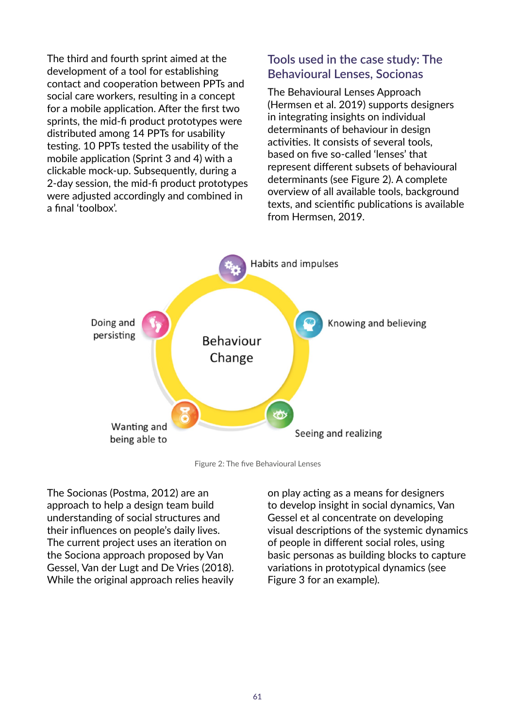The third and fourth sprint aimed at the development of a tool for establishing contact and cooperation between PPTs and social care workers, resulting in a concept for a mobile application. After the first two sprints, the mid-fi product prototypes were distributed among 14 PPTs for usability testing. 10 PPTs tested the usability of the mobile application (Sprint 3 and 4) with a clickable mock-up. Subsequently, during a 2-day session, the mid-fi product prototypes were adjusted accordingly and combined in a final 'toolbox'.

## Tools used in the case study: The Behavioural Lenses, Socionas

The Behavioural Lenses Approach (Hermsen et al. 2019) supports designers in integrating insights on individual determinants of behaviour in design activities. It consists of several tools, based on five so-called 'lenses' that represent different subsets of behavioural determinants (see Figure 2). A complete overview of all available tools, background texts, and scientific publications is available from Hermsen, 2019.

Habits and impulses

Knowing and believing

Seeing and realizing

Wanting and being able to

Doing and persisting

Behaviour Change

Figure 2: The five Behavioural Lenses

The Socionas (Postma, 2012) are an approach to help a design team build understanding of social structures and their influences on people's daily lives. The current project uses an iteration on the Sociona approach proposed by Van Gessel, Van der Lugt and De Vries (2018). While the original approach relies heavily on play acting as a means for designers to develop insight in social dynamics, Van Gessel et al concentrate on developing visual descriptions of the systemic dynamics of people in different social roles, using basic personas as building blocks to capture variations in prototypical dynamics (see Figure 3 for an example).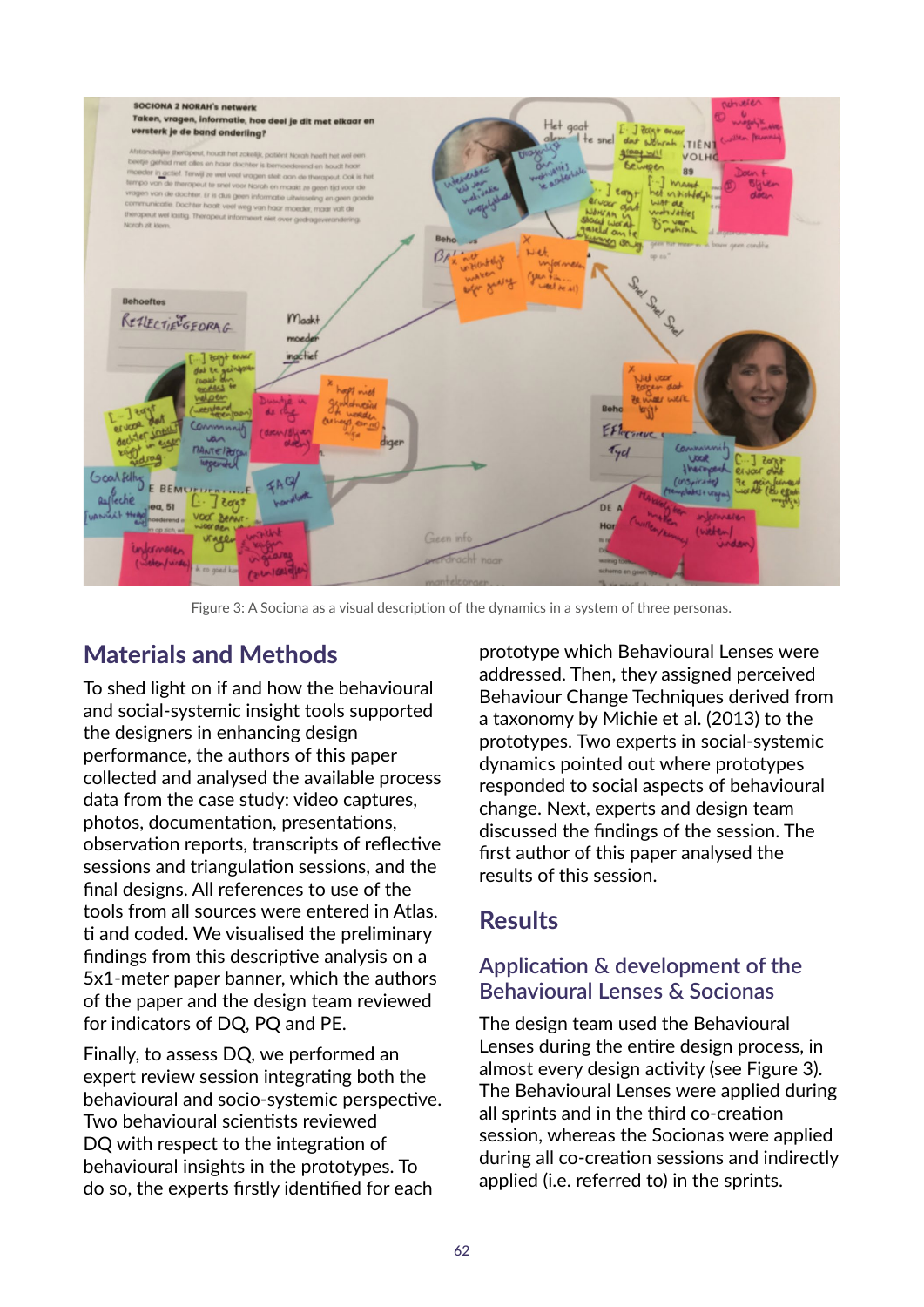Figure 3: A Sociona as a visual description of the dynamics in a system of three personas.

## Materials and Methods

To shed light on if and how the behavioural and social-systemic insight tools supported the designers in enhancing design performance, the authors of this paper collected and analysed the available process data from the case study: video captures, photos, documentation, presentations, observation reports, transcripts of reflective sessions and triangulation sessions, and the final designs. All references to use of the tools from all sources were entered in Atlas.ti and coded. We visualised the preliminary findings from this descriptive analysis on a 5x1-meter paper banner, which the authors of the paper and the design team reviewed for indicators of DQ, PQ and PE.

Finally, to assess DQ, we performed an expert review session integrating both the behavioural and socio-systemic perspective. Two behavioural scientists reviewed DQ with respect to the integration of behavioural insights in the prototypes. To do so, the experts firstly identified for each prototype which Behavioural Lenses were addressed. Then, they assigned perceived Behaviour Change Techniques derived from a taxonomy by Michie et al. (2013) to the prototypes. Two experts in social-systemic dynamics pointed out where prototypes responded to social aspects of behavioural change. Next, experts and design team discussed the findings of the session. The first author of this paper analysed the results of this session.

## Results

### Application & development of the Behavioural Lenses & Socionas

The design team used the Behavioural Lenses during the entire design process, in almost every design activity (see Figure 3). The Behavioural Lenses were applied during all sprints and in the third co-creation session, whereas the Socionas were applied during all co-creation sessions and indirectly applied (i.e. referred to) in the sprints.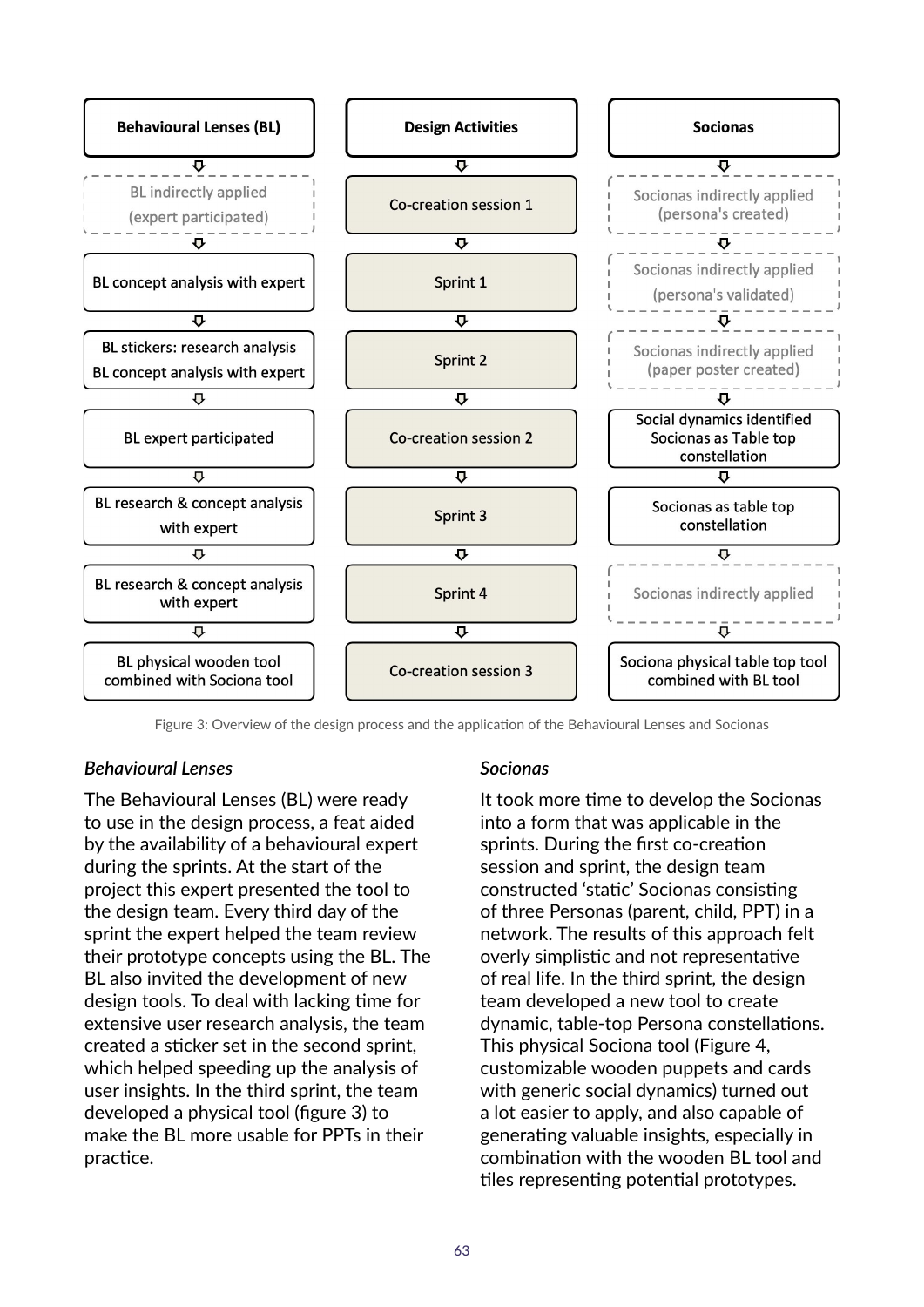| Behavioural Lenses (BL) | Design Activities | Socionas |
|---|---|---|
| BL indirectly applied (expert participated) | Co-creation session 1 | Socionas indirectly applied (persona's created) |
| BL concept analysis with expert | Sprint 1 | Socionas indirectly applied (persona's validated) |
| BL stickers: research analysis BL concept analysis with expert | Sprint 2 | Socionas indirectly applied (paper poster created) |
| BL expert participated | Co-creation session 2 | Social dynamics identified Socionas as Table top constellation |
| BL research & concept analysis with expert | Sprint 3 | Socionas as table top constellation |
| BL research & concept analysis with expert | Sprint 4 | Socionas indirectly applied |
| BL physical wooden tool combined with Sociona tool | Co-creation session 3 | Sociona physical table top tool combined with BL tool |

Figure 3: Overview of the design process and the application of the Behavioural Lenses and Socionas

### *Behavioural Lenses*

The Behavioural Lenses (BL) were ready to use in the design process, a feat aided by the availability of a behavioural expert during the sprints. At the start of the project this expert presented the tool to the design team. Every third day of the sprint the expert helped the team review their prototype concepts using the BL. The BL also invited the development of new design tools. To deal with lacking time for extensive user research analysis, the team created a sticker set in the second sprint, which helped speeding up the analysis of user insights. In the third sprint, the team developed a physical tool (figure 3) to make the BL more usable for PPTs in their practice.

### *Socionas*

It took more time to develop the Socionas into a form that was applicable in the sprints. During the first co-creation session and sprint, the design team constructed 'static' Socionas consisting of three Personas (parent, child, PPT) in a network. The results of this approach felt overly simplistic and not representative of real life. In the third sprint, the design team developed a new tool to create dynamic, table-top Persona constellations. This physical Sociona tool (Figure 4, customizable wooden puppets and cards with generic social dynamics) turned out a lot easier to apply, and also capable of generating valuable insights, especially in combination with the wooden BL tool and tiles representing potential prototypes.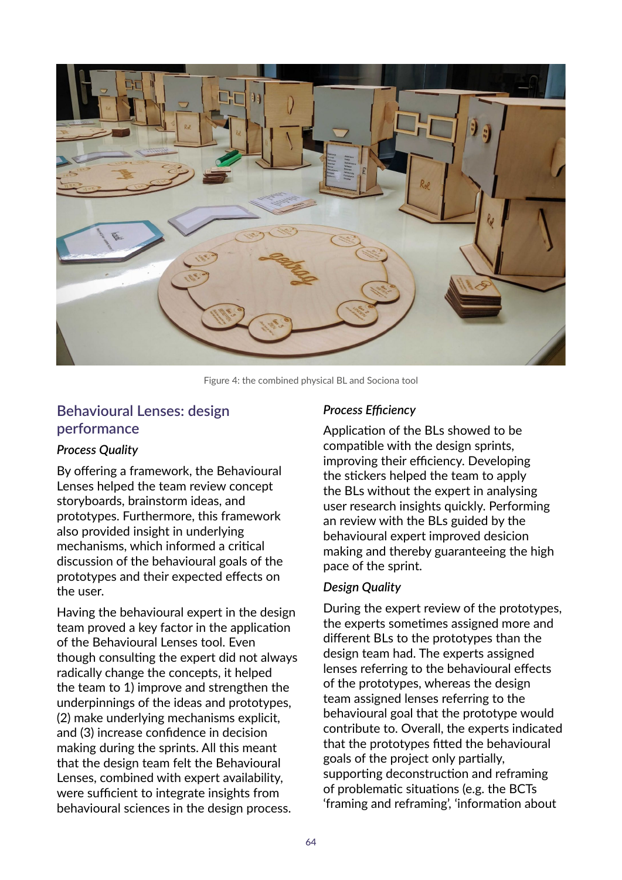Figure 4: the combined physical BL and Sociona tool

## Behavioural Lenses: design performance

*Process Quality*

By offering a framework, the Behavioural Lenses helped the team review concept storyboards, brainstorm ideas, and prototypes. Furthermore, this framework also provided insight in underlying mechanisms, which informed a critical discussion of the behavioural goals of the prototypes and their expected effects on the user.

Having the behavioural expert in the design team proved a key factor in the application of the Behavioural Lenses tool. Even though consulting the expert did not always radically change the concepts, it helped the team to 1) improve and strengthen the underpinnings of the ideas and prototypes, (2) make underlying mechanisms explicit, and (3) increase confidence in decision making during the sprints. All this meant that the design team felt the Behavioural Lenses, combined with expert availability, were sufficient to integrate insights from behavioural sciences in the design process.

*Process Efficiency*

Application of the BLs showed to be compatible with the design sprints, improving their efficiency. Developing the stickers helped the team to apply the BLs without the expert in analysing user research insights quickly. Performing an review with the BLs guided by the behavioural expert improved desicion making and thereby guaranteeing the high pace of the sprint.

*Design Quality*

During the expert review of the prototypes, the experts sometimes assigned more and different BLs to the prototypes than the design team had. The experts assigned lenses referring to the behavioural effects of the prototypes, whereas the design team assigned lenses referring to the behavioural goal that the prototype would contribute to. Overall, the experts indicated that the prototypes fitted the behavioural goals of the project only partially, supporting deconstruction and reframing of problematic situations (e.g. the BCTs 'framing and reframing', 'information about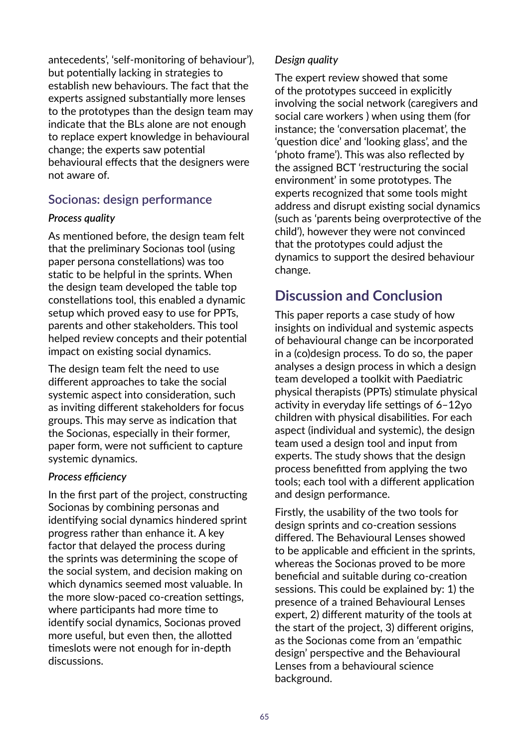antecedents', 'self-monitoring of behaviour'), but potentially lacking in strategies to establish new behaviours. The fact that the experts assigned substantially more lenses to the prototypes than the design team may indicate that the BLs alone are not enough to replace expert knowledge in behavioural change; the experts saw potential behavioural effects that the designers were not aware of.

### Socionas: design performance

*Process quality*

As mentioned before, the design team felt that the preliminary Socionas tool (using paper persona constellations) was too static to be helpful in the sprints. When the design team developed the table top constellations tool, this enabled a dynamic setup which proved easy to use for PPTs, parents and other stakeholders. This tool helped review concepts and their potential impact on existing social dynamics.

The design team felt the need to use different approaches to take the social systemic aspect into consideration, such as inviting different stakeholders for focus groups. This may serve as indication that the Socionas, especially in their former, paper form, were not sufficient to capture systemic dynamics.

*Process efficiency*

In the first part of the project, constructing Socionas by combining personas and identifying social dynamics hindered sprint progress rather than enhance it. A key factor that delayed the process during the sprints was determining the scope of the social system, and decision making on which dynamics seemed most valuable. In the more slow-paced co-creation settings, where participants had more time to identify social dynamics, Socionas proved more useful, but even then, the allotted timeslots were not enough for in-depth discussions.

*Design quality*

The expert review showed that some of the prototypes succeed in explicitly involving the social network (caregivers and social care workers ) when using them (for instance; the 'conversation placemat', the 'question dice' and 'looking glass', and the 'photo frame'). This was also reflected by the assigned BCT 'restructuring the social environment' in some prototypes. The experts recognized that some tools might address and disrupt existing social dynamics (such as 'parents being overprotective of the child'), however they were not convinced that the prototypes could adjust the dynamics to support the desired behaviour change.

## Discussion and Conclusion

This paper reports a case study of how insights on individual and systemic aspects of behavioural change can be incorporated in a (co)design process. To do so, the paper analyses a design process in which a design team developed a toolkit with Paediatric physical therapists (PPTs) stimulate physical activity in everyday life settings of 6–12yo children with physical disabilities. For each aspect (individual and systemic), the design team used a design tool and input from experts. The study shows that the design process benefitted from applying the two tools; each tool with a different application and design performance.

Firstly, the usability of the two tools for design sprints and co-creation sessions differed. The Behavioural Lenses showed to be applicable and efficient in the sprints, whereas the Socionas proved to be more beneficial and suitable during co-creation sessions. This could be explained by: 1) the presence of a trained Behavioural Lenses expert, 2) different maturity of the tools at the start of the project, 3) different origins, as the Socionas come from an 'empathic design' perspective and the Behavioural Lenses from a behavioural science background.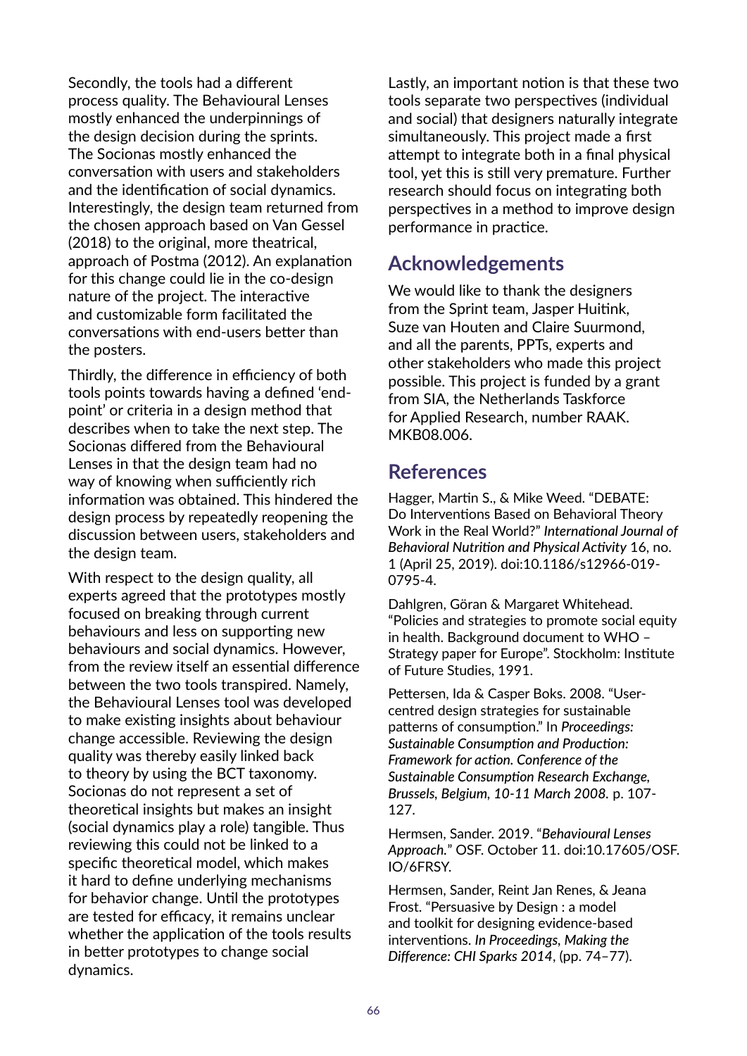Secondly, the tools had a different process quality. The Behavioural Lenses mostly enhanced the underpinnings of the design decision during the sprints. The Socionas mostly enhanced the conversation with users and stakeholders and the identification of social dynamics. Interestingly, the design team returned from the chosen approach based on Van Gessel (2018) to the original, more theatrical, approach of Postma (2012). An explanation for this change could lie in the co-design nature of the project. The interactive and customizable form facilitated the conversations with end-users better than the posters.

Thirdly, the difference in efficiency of both tools points towards having a defined 'end-point' or criteria in a design method that describes when to take the next step. The Socionas differed from the Behavioural Lenses in that the design team had no way of knowing when sufficiently rich information was obtained. This hindered the design process by repeatedly reopening the discussion between users, stakeholders and the design team.

With respect to the design quality, all experts agreed that the prototypes mostly focused on breaking through current behaviours and less on supporting new behaviours and social dynamics. However, from the review itself an essential difference between the two tools transpired. Namely, the Behavioural Lenses tool was developed to make existing insights about behaviour change accessible. Reviewing the design quality was thereby easily linked back to theory by using the BCT taxonomy. Socionas do not represent a set of theoretical insights but makes an insight (social dynamics play a role) tangible. Thus reviewing this could not be linked to a specific theoretical model, which makes it hard to define underlying mechanisms for behavior change. Until the prototypes are tested for efficacy, it remains unclear whether the application of the tools results in better prototypes to change social dynamics.

Lastly, an important notion is that these two tools separate two perspectives (individual and social) that designers naturally integrate simultaneously. This project made a first attempt to integrate both in a final physical tool, yet this is still very premature. Further research should focus on integrating both perspectives in a method to improve design performance in practice.

## Acknowledgements

We would like to thank the designers from the Sprint team, Jasper Huitink, Suze van Houten and Claire Suurmond, and all the parents, PPTs, experts and other stakeholders who made this project possible. This project is funded by a grant from SIA, the Netherlands Taskforce for Applied Research, number RAAK. MKB08.006.

## References

Hagger, Martin S., & Mike Weed. "DEBATE: Do Interventions Based on Behavioral Theory Work in the Real World?" *International Journal of Behavioral Nutrition and Physical Activity* 16, no. 1 (April 25, 2019). doi:10.1186/s12966-019-0795-4.

Dahlgren, Göran & Margaret Whitehead. "Policies and strategies to promote social equity in health. Background document to WHO – Strategy paper for Europe". Stockholm: Institute of Future Studies, 1991.

Pettersen, Ida & Casper Boks. 2008. "User-centred design strategies for sustainable patterns of consumption." In *Proceedings: Sustainable Consumption and Production: Framework for action. Conference of the Sustainable Consumption Research Exchange, Brussels, Belgium, 10-11 March 2008.* p. 107-127.

Hermsen, Sander. 2019. "*Behavioural Lenses Approach.*" OSF. October 11. doi:10.17605/OSF.IO/6FRSY.

Hermsen, Sander, Reint Jan Renes, & Jeana Frost. "Persuasive by Design : a model and toolkit for designing evidence-based interventions. *In Proceedings, Making the Difference: CHI Sparks 2014*, (pp. 74–77).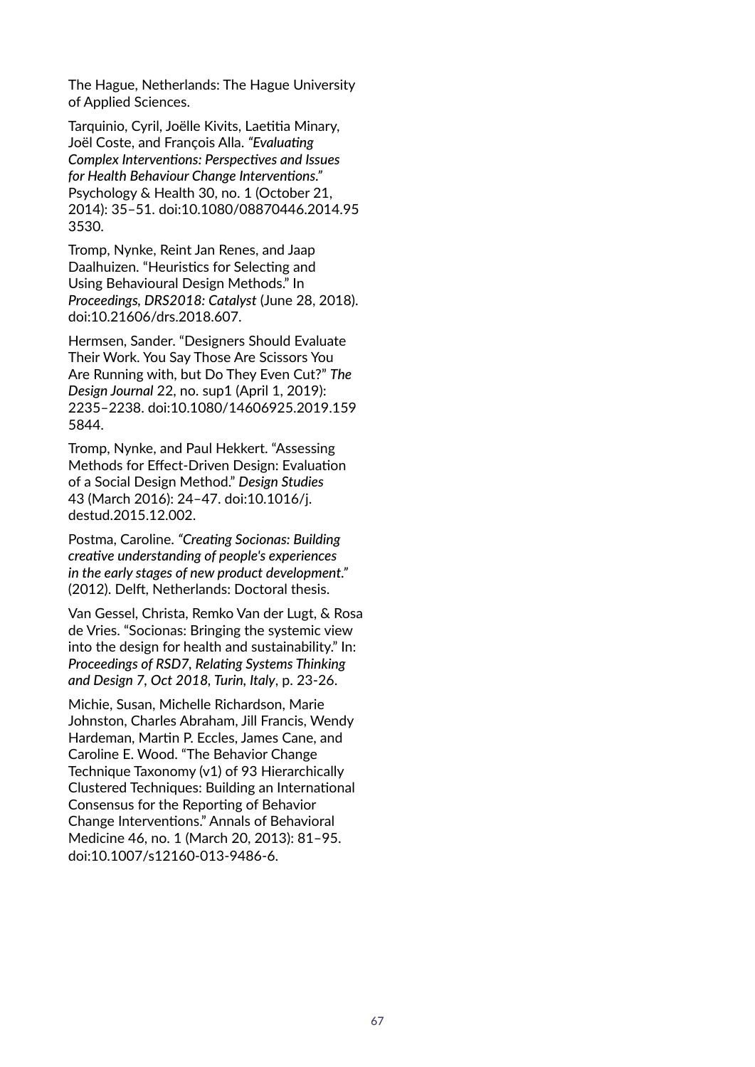The Hague, Netherlands: The Hague University of Applied Sciences.

Tarquinio, Cyril, Joëlle Kivits, Laetitia Minary, Joël Coste, and François Alla. *"Evaluating Complex Interventions: Perspectives and Issues for Health Behaviour Change Interventions."* Psychology & Health 30, no. 1 (October 21, 2014): 35–51. doi:10.1080/08870446.2014.953530.

Tromp, Nynke, Reint Jan Renes, and Jaap Daalhuizen. "Heuristics for Selecting and Using Behavioural Design Methods." In *Proceedings, DRS2018: Catalyst* (June 28, 2018). doi:10.21606/drs.2018.607.

Hermsen, Sander. "Designers Should Evaluate Their Work. You Say Those Are Scissors You Are Running with, but Do They Even Cut?" *The Design Journal* 22, no. sup1 (April 1, 2019): 2235–2238. doi:10.1080/14606925.2019.1595844.

Tromp, Nynke, and Paul Hekkert. "Assessing Methods for Effect-Driven Design: Evaluation of a Social Design Method." *Design Studies* 43 (March 2016): 24–47. doi:10.1016/j.destud.2015.12.002.

Postma, Caroline. *"Creating Socionas: Building creative understanding of people's experiences in the early stages of new product development."* (2012). Delft, Netherlands: Doctoral thesis.

Van Gessel, Christa, Remko Van der Lugt, & Rosa de Vries. "Socionas: Bringing the systemic view into the design for health and sustainability." In: ***Proceedings of RSD7, Relating Systems Thinking and Design 7, Oct 2018, Turin, Italy***, p. 23-26.

Michie, Susan, Michelle Richardson, Marie Johnston, Charles Abraham, Jill Francis, Wendy Hardeman, Martin P. Eccles, James Cane, and Caroline E. Wood. "The Behavior Change Technique Taxonomy (v1) of 93 Hierarchically Clustered Techniques: Building an International Consensus for the Reporting of Behavior Change Interventions." Annals of Behavioral Medicine 46, no. 1 (March 20, 2013): 81–95. doi:10.1007/s12160-013-9486-6.